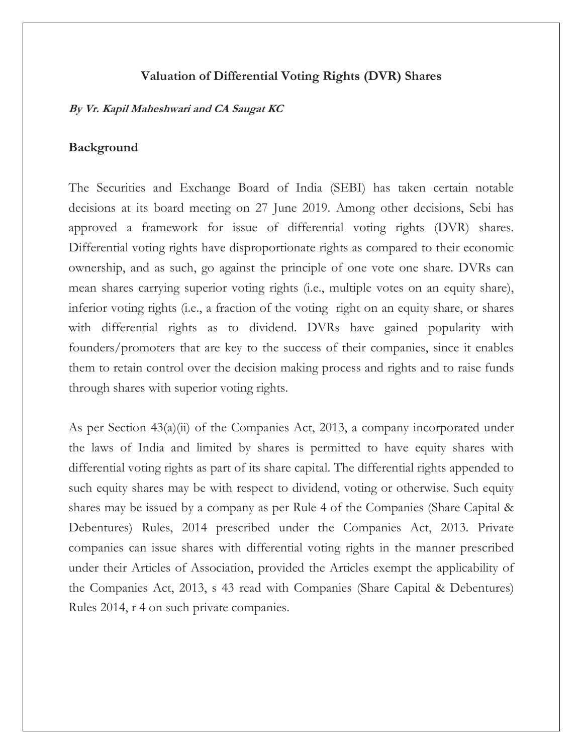# Valuation of Differential Voting Rights (DVR) Shares

***By Vr. Kapil Maheshwari and CA Saugat KC***

## Background

The Securities and Exchange Board of India (SEBI) has taken certain notable decisions at its board meeting on 27 June 2019. Among other decisions, Sebi has approved a framework for issue of differential voting rights (DVR) shares. Differential voting rights have disproportionate rights as compared to their economic ownership, and as such, go against the principle of one vote one share. DVRs can mean shares carrying superior voting rights (i.e., multiple votes on an equity share), inferior voting rights (i.e., a fraction of the voting right on an equity share, or shares with differential rights as to dividend. DVRs have gained popularity with founders/promoters that are key to the success of their companies, since it enables them to retain control over the decision making process and rights and to raise funds through shares with superior voting rights.

As per Section 43(a)(ii) of the Companies Act, 2013, a company incorporated under the laws of India and limited by shares is permitted to have equity shares with differential voting rights as part of its share capital. The differential rights appended to such equity shares may be with respect to dividend, voting or otherwise. Such equity shares may be issued by a company as per Rule 4 of the Companies (Share Capital & Debentures) Rules, 2014 prescribed under the Companies Act, 2013. Private companies can issue shares with differential voting rights in the manner prescribed under their Articles of Association, provided the Articles exempt the applicability of the Companies Act, 2013, s 43 read with Companies (Share Capital & Debentures) Rules 2014, r 4 on such private companies.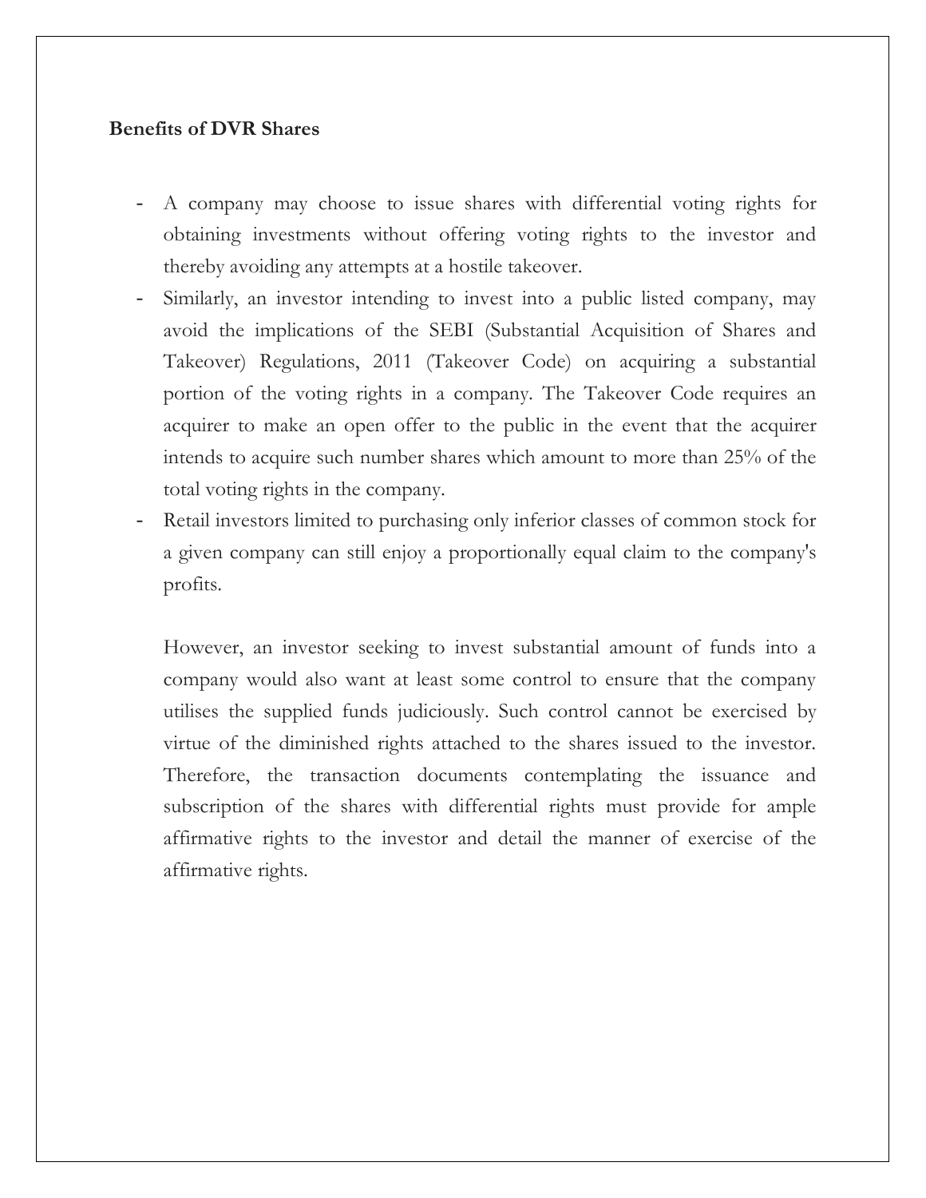**Benefits of DVR Shares**

- A company may choose to issue shares with differential voting rights for obtaining investments without offering voting rights to the investor and thereby avoiding any attempts at a hostile takeover.
- Similarly, an investor intending to invest into a public listed company, may avoid the implications of the SEBI (Substantial Acquisition of Shares and Takeover) Regulations, 2011 (Takeover Code) on acquiring a substantial portion of the voting rights in a company. The Takeover Code requires an acquirer to make an open offer to the public in the event that the acquirer intends to acquire such number shares which amount to more than 25% of the total voting rights in the company.
- Retail investors limited to purchasing only inferior classes of common stock for a given company can still enjoy a proportionally equal claim to the company's profits.

  However, an investor seeking to invest substantial amount of funds into a company would also want at least some control to ensure that the company utilises the supplied funds judiciously. Such control cannot be exercised by virtue of the diminished rights attached to the shares issued to the investor. Therefore, the transaction documents contemplating the issuance and subscription of the shares with differential rights must provide for ample affirmative rights to the investor and detail the manner of exercise of the affirmative rights.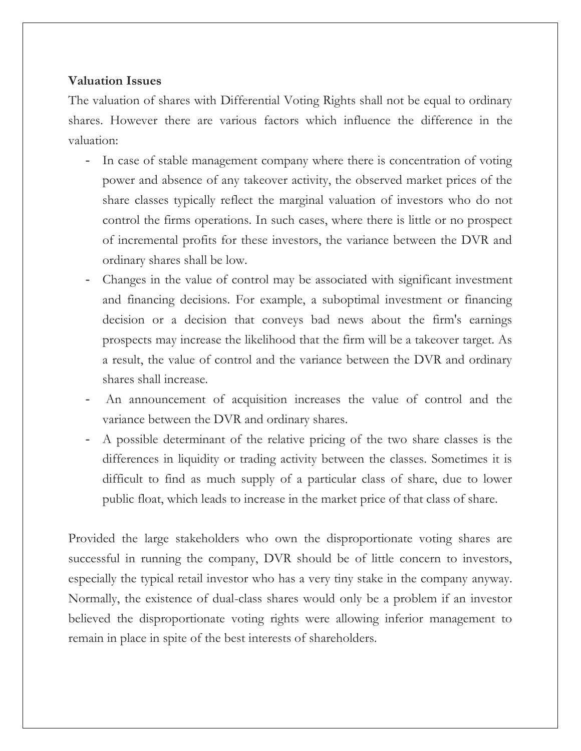**Valuation Issues**

The valuation of shares with Differential Voting Rights shall not be equal to ordinary shares. However there are various factors which influence the difference in the valuation:

- In case of stable management company where there is concentration of voting power and absence of any takeover activity, the observed market prices of the share classes typically reflect the marginal valuation of investors who do not control the firms operations. In such cases, where there is little or no prospect of incremental profits for these investors, the variance between the DVR and ordinary shares shall be low.
- Changes in the value of control may be associated with significant investment and financing decisions. For example, a suboptimal investment or financing decision or a decision that conveys bad news about the firm's earnings prospects may increase the likelihood that the firm will be a takeover target. As a result, the value of control and the variance between the DVR and ordinary shares shall increase.
- An announcement of acquisition increases the value of control and the variance between the DVR and ordinary shares.
- A possible determinant of the relative pricing of the two share classes is the differences in liquidity or trading activity between the classes. Sometimes it is difficult to find as much supply of a particular class of share, due to lower public float, which leads to increase in the market price of that class of share.

Provided the large stakeholders who own the disproportionate voting shares are successful in running the company, DVR should be of little concern to investors, especially the typical retail investor who has a very tiny stake in the company anyway. Normally, the existence of dual-class shares would only be a problem if an investor believed the disproportionate voting rights were allowing inferior management to remain in place in spite of the best interests of shareholders.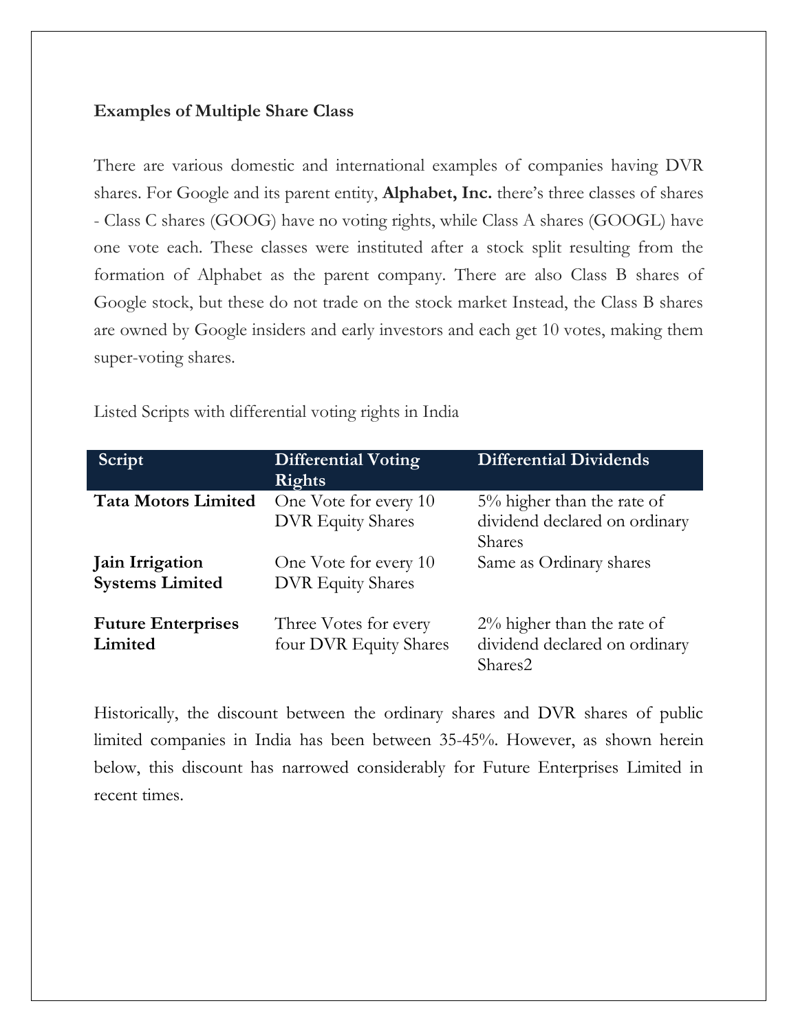**Examples of Multiple Share Class**

There are various domestic and international examples of companies having DVR shares. For Google and its parent entity, **Alphabet, Inc.** there's three classes of shares - Class C shares (GOOG) have no voting rights, while Class A shares (GOOGL) have one vote each. These classes were instituted after a stock split resulting from the formation of Alphabet as the parent company. There are also Class B shares of Google stock, but these do not trade on the stock market Instead, the Class B shares are owned by Google insiders and early investors and each get 10 votes, making them super-voting shares.

Listed Scripts with differential voting rights in India

| Script | Differential Voting Rights | Differential Dividends |
| --- | --- | --- |
| **Tata Motors Limited** | One Vote for every 10 DVR Equity Shares | 5% higher than the rate of dividend declared on ordinary Shares |
| **Jain Irrigation Systems Limited** | One Vote for every 10 DVR Equity Shares | Same as Ordinary shares |
| **Future Enterprises Limited** | Three Votes for every four DVR Equity Shares | 2% higher than the rate of dividend declared on ordinary Shares2 |

Historically, the discount between the ordinary shares and DVR shares of public limited companies in India has been between 35-45%. However, as shown herein below, this discount has narrowed considerably for Future Enterprises Limited in recent times.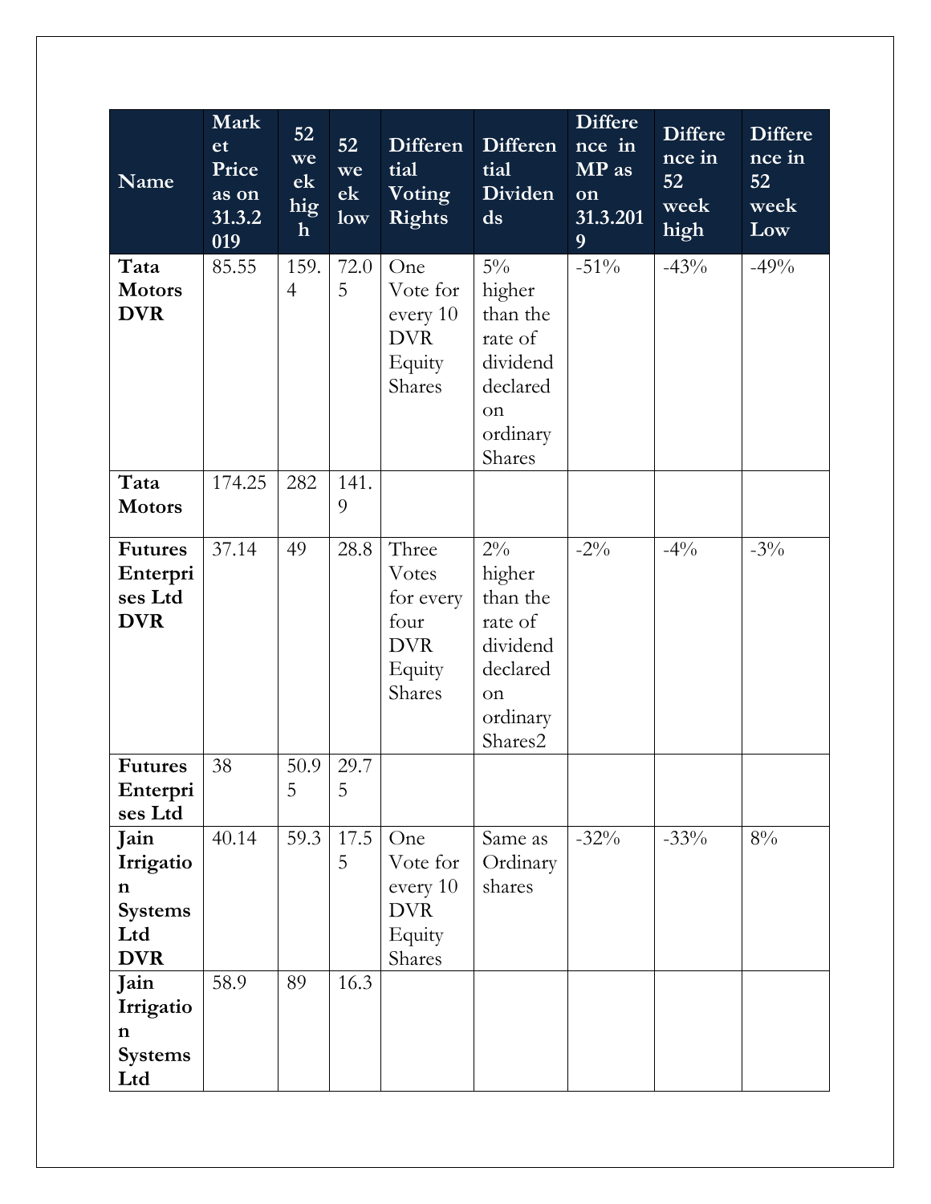| Name | Market Price as on 31.3.2019 | 52 week high | 52 week low | Differential Voting Rights | Differential Dividends | Difference in MP as on 31.3.2019 | Difference in 52 week high | Difference in 52 week Low |
|---|---|---|---|---|---|---|---|---|
| **Tata Motors DVR** | 85.55 | 159.4 | 72.05 | One Vote for every 10 DVR Equity Shares | 5% higher than the rate of dividend declared on ordinary Shares | -51% | -43% | -49% |
| **Tata Motors** | 174.25 | 282 | 141.9 | | | | | |
| **Futures Enterprises Ltd DVR** | 37.14 | 49 | 28.8 | Three Votes for every four DVR Equity Shares | 2% higher than the rate of dividend declared on ordinary Shares2 | -2% | -4% | -3% |
| **Futures Enterprises Ltd** | 38 | 50.95 | 29.75 | | | | | |
| **Jain Irrigation Systems Ltd DVR** | 40.14 | 59.3 | 17.55 | One Vote for every 10 DVR Equity Shares | Same as Ordinary shares | -32% | -33% | 8% |
| **Jain Irrigation Systems Ltd** | 58.9 | 89 | 16.3 | | | | | |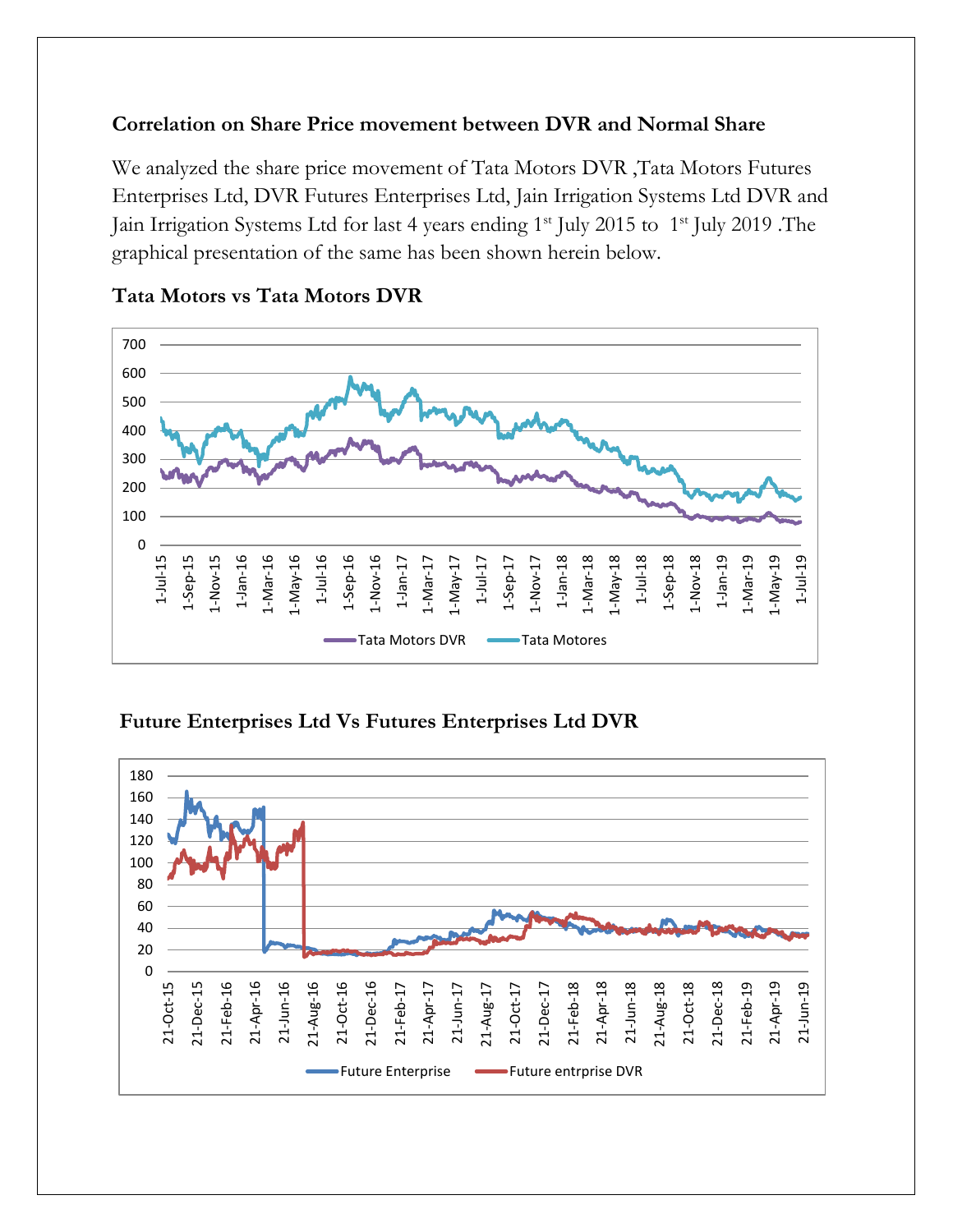**Correlation on Share Price movement between DVR and Normal Share**

We analyzed the share price movement of Tata Motors DVR ,Tata Motors Futures Enterprises Ltd, DVR Futures Enterprises Ltd, Jain Irrigation Systems Ltd DVR and Jain Irrigation Systems Ltd for last 4 years ending 1st July 2015 to 1st July 2019 .The graphical presentation of the same has been shown herein below.

**Tata Motors vs Tata Motors DVR**

**Future Enterprises Ltd Vs Futures Enterprises Ltd DVR**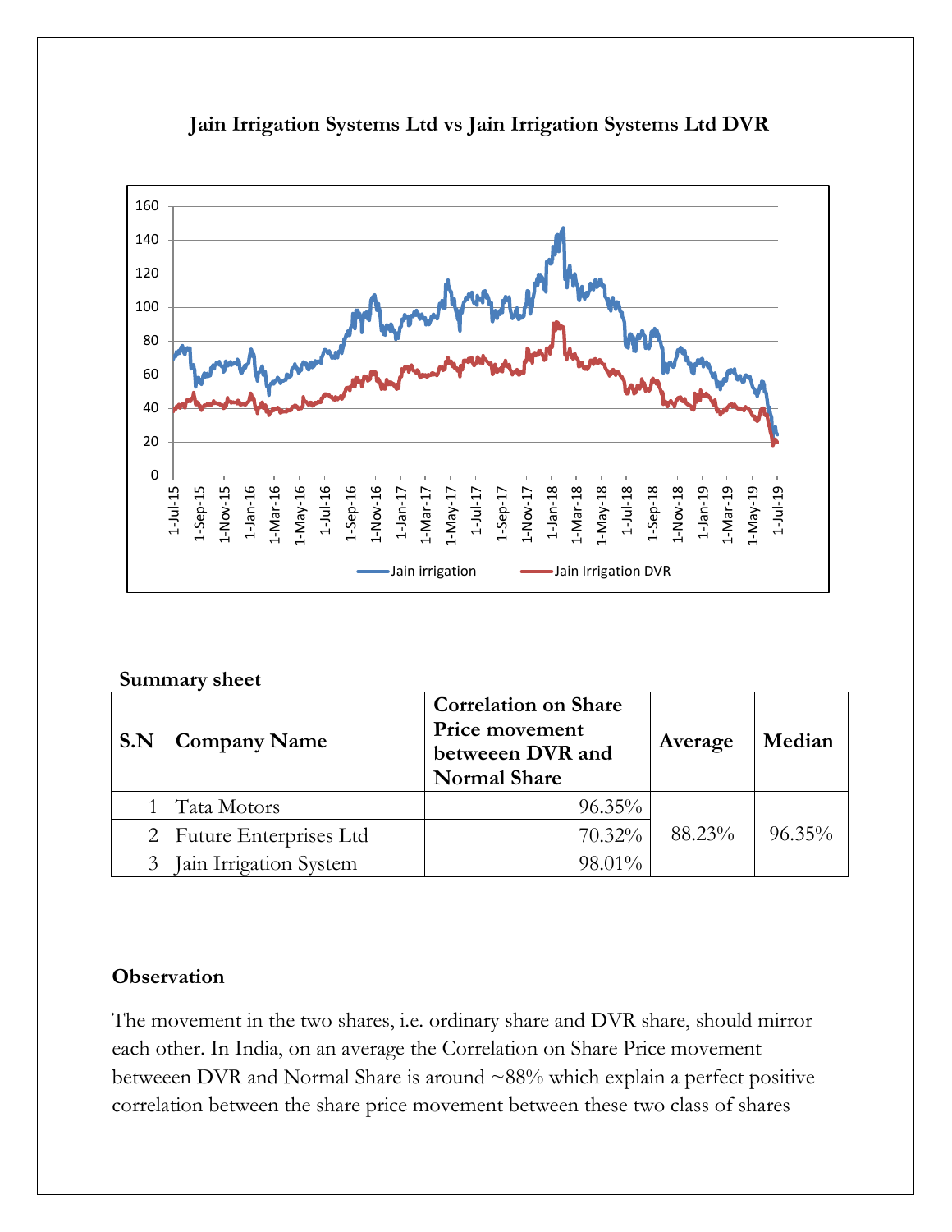**Jain Irrigation Systems Ltd vs Jain Irrigation Systems Ltd DVR**

**Summary sheet**

| S.N | Company Name | Correlation on Share Price movement betweeen DVR and Normal Share | Average | Median |
|---|---|---|---|---|
| 1 | Tata Motors | 96.35% | 88.23% | 96.35% |
| 2 | Future Enterprises Ltd | 70.32% | | |
| 3 | Jain Irrigation System | 98.01% | | |

**Observation**

The movement in the two shares, i.e. ordinary share and DVR share, should mirror each other. In India, on an average the Correlation on Share Price movement betweeen DVR and Normal Share is around ~88% which explain a perfect positive correlation between the share price movement between these two class of shares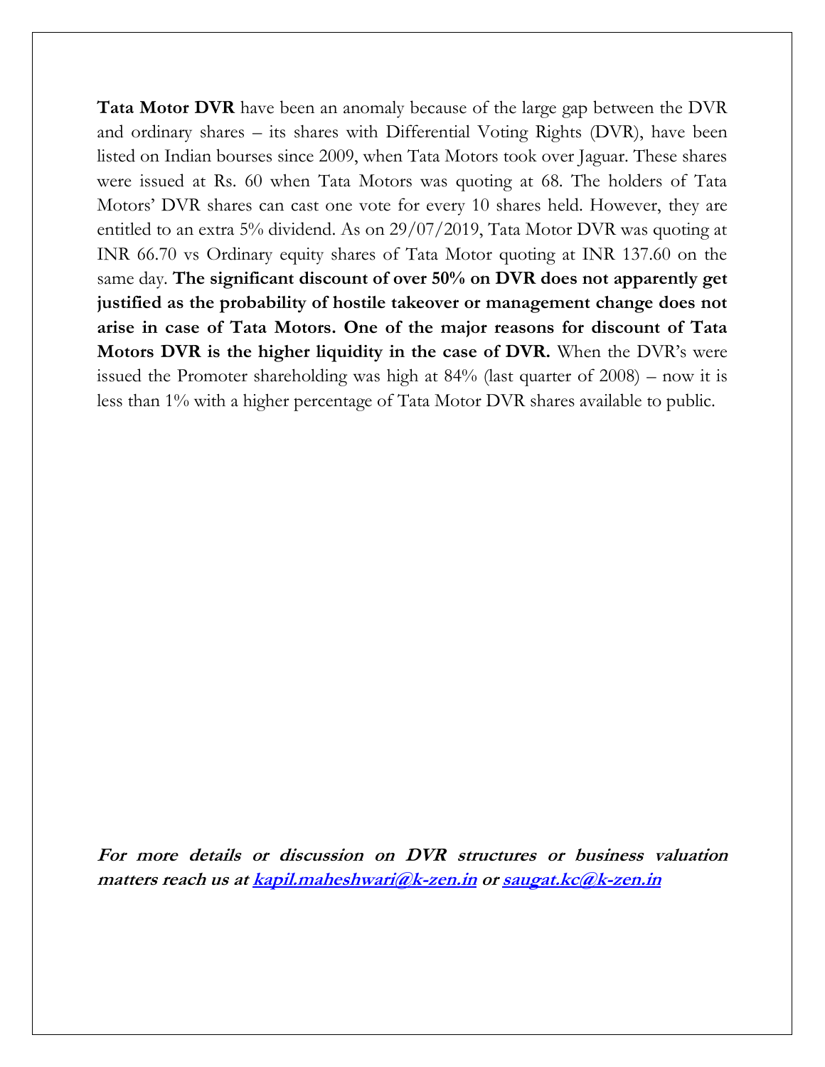**Tata Motor DVR** have been an anomaly because of the large gap between the DVR and ordinary shares – its shares with Differential Voting Rights (DVR), have been listed on Indian bourses since 2009, when Tata Motors took over Jaguar. These shares were issued at Rs. 60 when Tata Motors was quoting at 68. The holders of Tata Motors' DVR shares can cast one vote for every 10 shares held. However, they are entitled to an extra 5% dividend. As on 29/07/2019, Tata Motor DVR was quoting at INR 66.70 vs Ordinary equity shares of Tata Motor quoting at INR 137.60 on the same day. **The significant discount of over 50% on DVR does not apparently get justified as the probability of hostile takeover or management change does not arise in case of Tata Motors. One of the major reasons for discount of Tata Motors DVR is the higher liquidity in the case of DVR.** When the DVR's were issued the Promoter shareholding was high at 84% (last quarter of 2008) – now it is less than 1% with a higher percentage of Tata Motor DVR shares available to public.

***For more details or discussion on DVR structures or business valuation matters reach us at [kapil.maheshwari@k-zen.in](mailto:kapil.maheshwari@k-zen.in) or [saugat.kc@k-zen.in](mailto:saugat.kc@k-zen.in)***